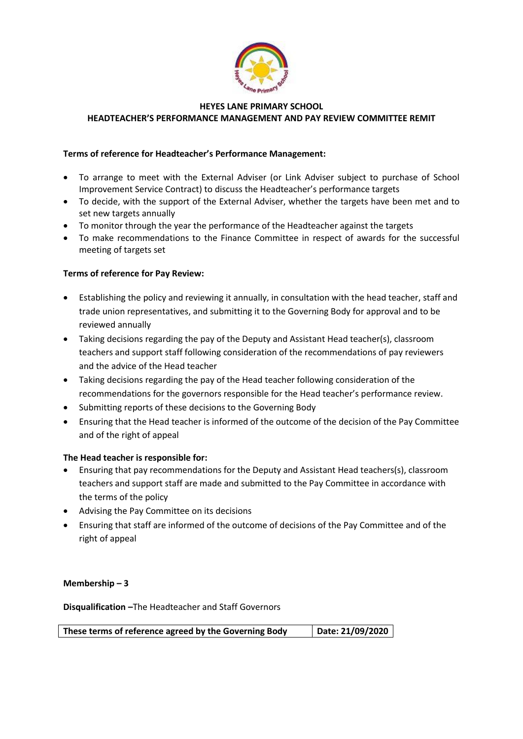# HEYES LANE PRIMARY SCHOOL
## HEADTEACHER'S PERFORMANCE MANAGEMENT AND PAY REVIEW COMMITTEE REMIT

**Terms of reference for Headteacher's Performance Management:**

- To arrange to meet with the External Adviser (or Link Adviser subject to purchase of School Improvement Service Contract) to discuss the Headteacher's performance targets
- To decide, with the support of the External Adviser, whether the targets have been met and to set new targets annually
- To monitor through the year the performance of the Headteacher against the targets
- To make recommendations to the Finance Committee in respect of awards for the successful meeting of targets set

**Terms of reference for Pay Review:**

- Establishing the policy and reviewing it annually, in consultation with the head teacher, staff and trade union representatives, and submitting it to the Governing Body for approval and to be reviewed annually
- Taking decisions regarding the pay of the Deputy and Assistant Head teacher(s), classroom teachers and support staff following consideration of the recommendations of pay reviewers and the advice of the Head teacher
- Taking decisions regarding the pay of the Head teacher following consideration of the recommendations for the governors responsible for the Head teacher's performance review.
- Submitting reports of these decisions to the Governing Body
- Ensuring that the Head teacher is informed of the outcome of the decision of the Pay Committee and of the right of appeal

**The Head teacher is responsible for:**

- Ensuring that pay recommendations for the Deputy and Assistant Head teachers(s), classroom teachers and support staff are made and submitted to the Pay Committee in accordance with the terms of the policy
- Advising the Pay Committee on its decisions
- Ensuring that staff are informed of the outcome of decisions of the Pay Committee and of the right of appeal

**Membership – 3**

**Disqualification –**The Headteacher and Staff Governors

| **These terms of reference agreed by the Governing Body** | **Date: 21/09/2020** |
|---|---|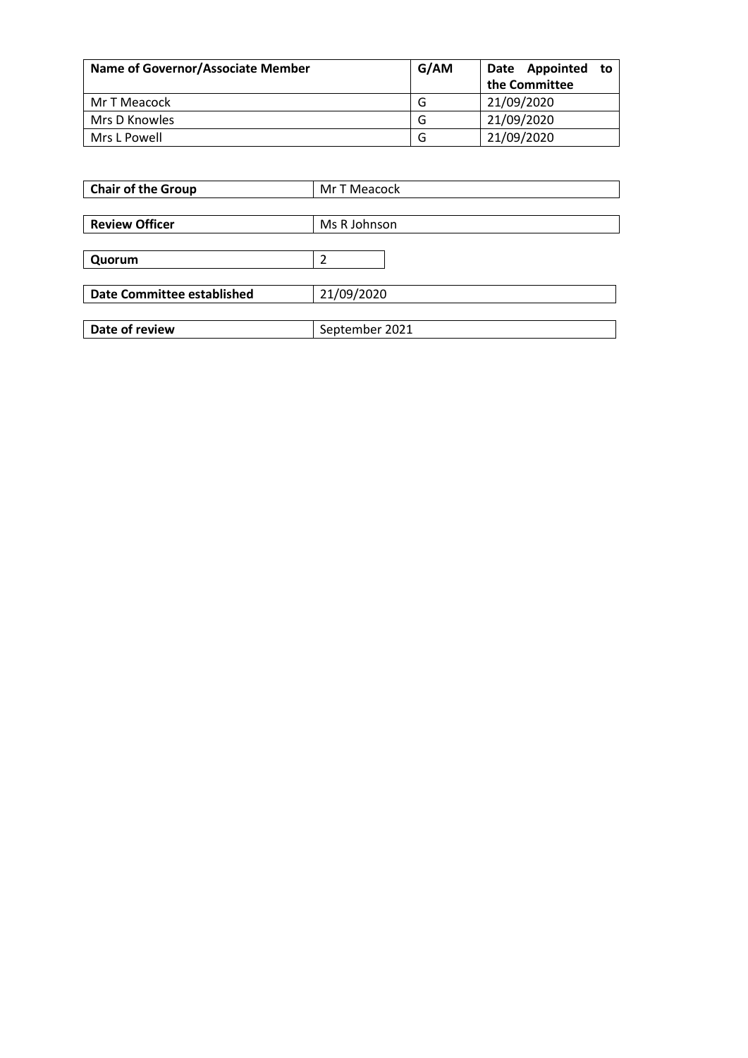| Name of Governor/Associate Member | G/AM | Date Appointed to the Committee |
| --- | --- | --- |
| Mr T Meacock | G | 21/09/2020 |
| Mrs D Knowles | G | 21/09/2020 |
| Mrs L Powell | G | 21/09/2020 |

| | |
| --- | --- |
| **Chair of the Group** | Mr T Meacock |

| | |
| --- | --- |
| **Review Officer** | Ms R Johnson |

| | |
| --- | --- |
| **Quorum** | 2 |

| | |
| --- | --- |
| **Date Committee established** | 21/09/2020 |

| | |
| --- | --- |
| **Date of review** | September 2021 |